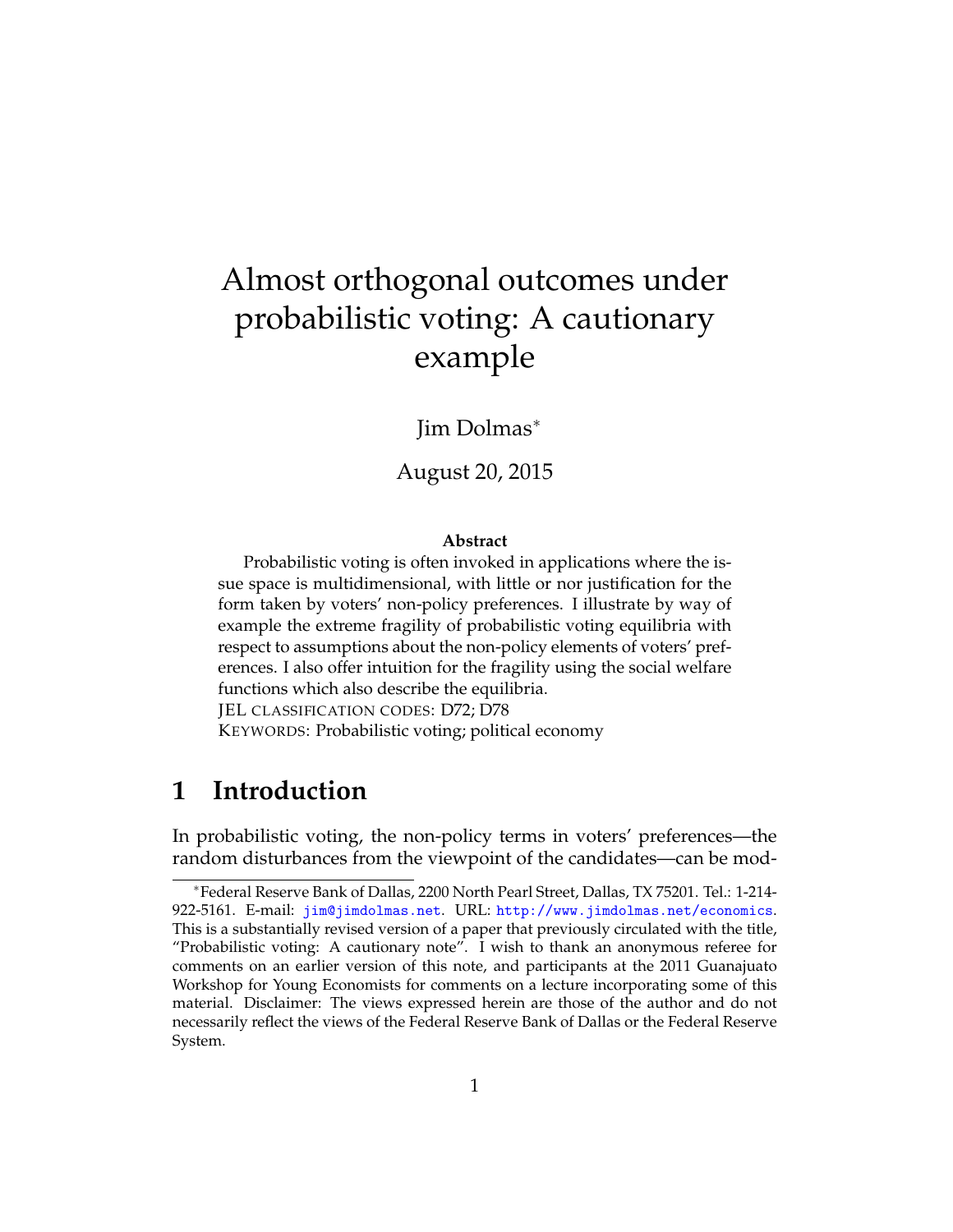# Almost orthogonal outcomes under probabilistic voting: A cautionary example

Jim Dolmas*

August 20, 2015

**Abstract**

Probabilistic voting is often invoked in applications where the issue space is multidimensional, with little or nor justification for the form taken by voters' non-policy preferences. I illustrate by way of example the extreme fragility of probabilistic voting equilibria with respect to assumptions about the non-policy elements of voters' preferences. I also offer intuition for the fragility using the social welfare functions which also describe the equilibria.

JEL CLASSIFICATION CODES: D72; D78

KEYWORDS: Probabilistic voting; political economy

## 1 Introduction

In probabilistic voting, the non-policy terms in voters' preferences—the random disturbances from the viewpoint of the candidates—can be mod-

---

*Federal Reserve Bank of Dallas, 2200 North Pearl Street, Dallas, TX 75201. Tel.: 1-214-922-5161. E-mail: jim@jimdolmas.net. URL: http://www.jimdolmas.net/economics. This is a substantially revised version of a paper that previously circulated with the title, "Probabilistic voting: A cautionary note". I wish to thank an anonymous referee for comments on an earlier version of this note, and participants at the 2011 Guanajuato Workshop for Young Economists for comments on a lecture incorporating some of this material. Disclaimer: The views expressed herein are those of the author and do not necessarily reflect the views of the Federal Reserve Bank of Dallas or the Federal Reserve System.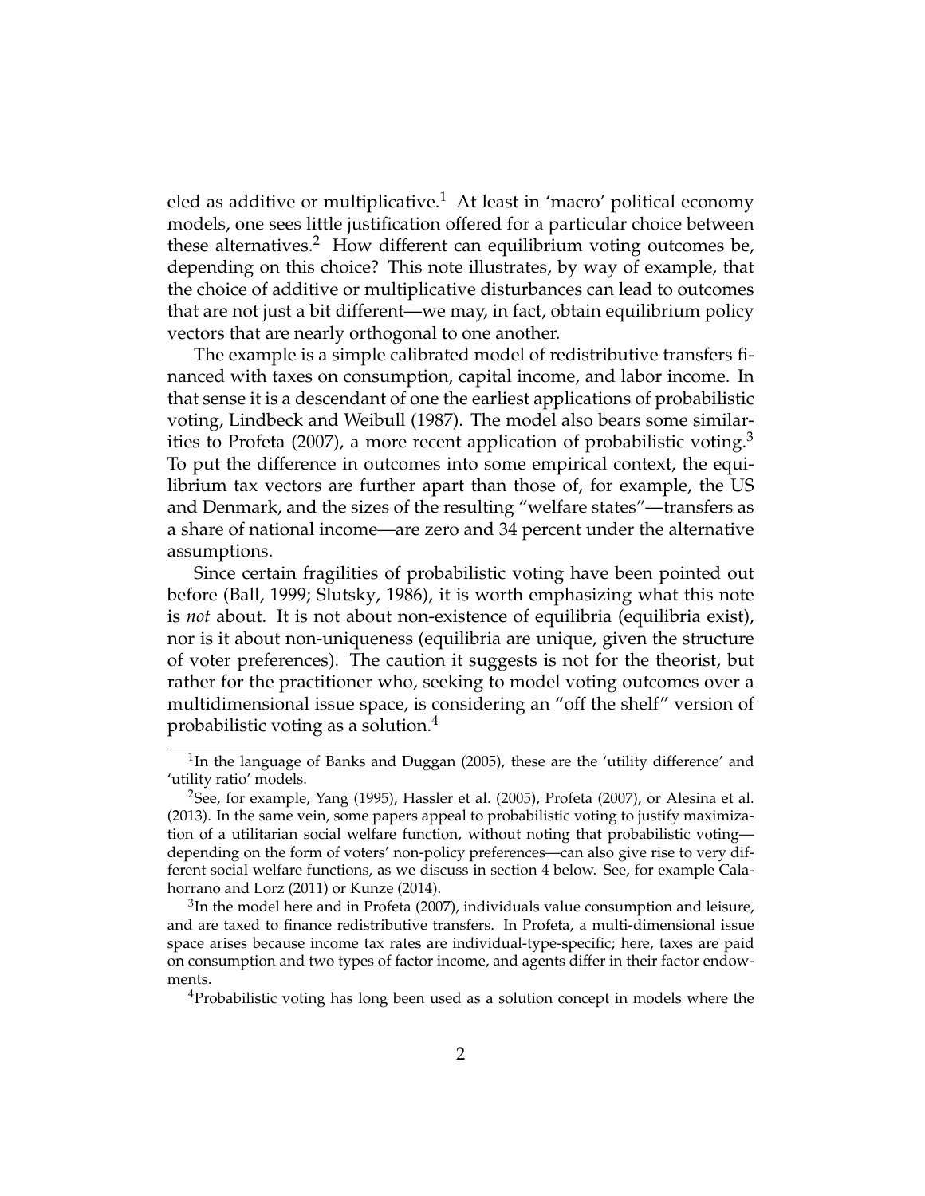eled as additive or multiplicative.[1] At least in 'macro' political economy models, one sees little justification offered for a particular choice between these alternatives.[2] How different can equilibrium voting outcomes be, depending on this choice? This note illustrates, by way of example, that the choice of additive or multiplicative disturbances can lead to outcomes that are not just a bit different—we may, in fact, obtain equilibrium policy vectors that are nearly orthogonal to one another.

The example is a simple calibrated model of redistributive transfers financed with taxes on consumption, capital income, and labor income. In that sense it is a descendant of one the earliest applications of probabilistic voting, Lindbeck and Weibull (1987). The model also bears some similarities to Profeta (2007), a more recent application of probabilistic voting.[3] To put the difference in outcomes into some empirical context, the equilibrium tax vectors are further apart than those of, for example, the US and Denmark, and the sizes of the resulting "welfare states"—transfers as a share of national income—are zero and 34 percent under the alternative assumptions.

Since certain fragilities of probabilistic voting have been pointed out before (Ball, 1999; Slutsky, 1986), it is worth emphasizing what this note is *not* about. It is not about non-existence of equilibria (equilibria exist), nor is it about non-uniqueness (equilibria are unique, given the structure of voter preferences). The caution it suggests is not for the theorist, but rather for the practitioner who, seeking to model voting outcomes over a multidimensional issue space, is considering an "off the shelf" version of probabilistic voting as a solution.[4]

---

[1] In the language of Banks and Duggan (2005), these are the 'utility difference' and 'utility ratio' models.

[2] See, for example, Yang (1995), Hassler et al. (2005), Profeta (2007), or Alesina et al. (2013). In the same vein, some papers appeal to probabilistic voting to justify maximization of a utilitarian social welfare function, without noting that probabilistic voting—depending on the form of voters' non-policy preferences—can also give rise to very different social welfare functions, as we discuss in section 4 below. See, for example Calahorrano and Lorz (2011) or Kunze (2014).

[3] In the model here and in Profeta (2007), individuals value consumption and leisure, and are taxed to finance redistributive transfers. In Profeta, a multi-dimensional issue space arises because income tax rates are individual-type-specific; here, taxes are paid on consumption and two types of factor income, and agents differ in their factor endowments.

[4] Probabilistic voting has long been used as a solution concept in models where the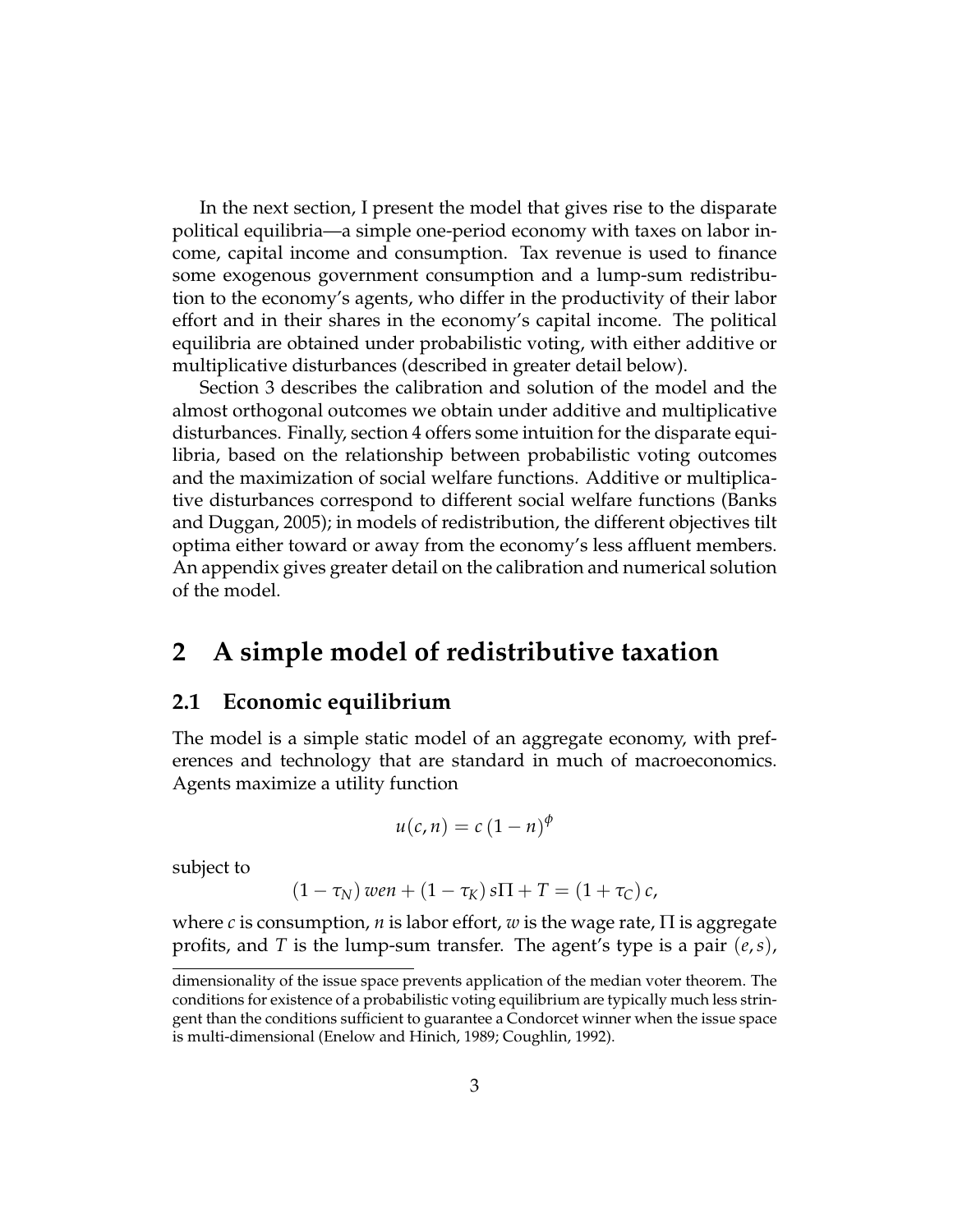In the next section, I present the model that gives rise to the disparate political equilibria—a simple one-period economy with taxes on labor income, capital income and consumption. Tax revenue is used to finance some exogenous government consumption and a lump-sum redistribution to the economy's agents, who differ in the productivity of their labor effort and in their shares in the economy's capital income. The political equilibria are obtained under probabilistic voting, with either additive or multiplicative disturbances (described in greater detail below).

Section 3 describes the calibration and solution of the model and the almost orthogonal outcomes we obtain under additive and multiplicative disturbances. Finally, section 4 offers some intuition for the disparate equilibria, based on the relationship between probabilistic voting outcomes and the maximization of social welfare functions. Additive or multiplicative disturbances correspond to different social welfare functions (Banks and Duggan, 2005); in models of redistribution, the different objectives tilt optima either toward or away from the economy's less affluent members. An appendix gives greater detail on the calibration and numerical solution of the model.

# 2 A simple model of redistributive taxation

## 2.1 Economic equilibrium

The model is a simple static model of an aggregate economy, with preferences and technology that are standard in much of macroeconomics. Agents maximize a utility function

$$u(c, n) = c\,(1 - n)^{\phi}$$

subject to

$$(1 - \tau_N)\,wen + (1 - \tau_K)\,s\Pi + T = (1 + \tau_C)\,c,$$

where $c$ is consumption, $n$ is labor effort, $w$ is the wage rate, $\Pi$ is aggregate profits, and $T$ is the lump-sum transfer. The agent's type is a pair $(e, s)$,

dimensionality of the issue space prevents application of the median voter theorem. The conditions for existence of a probabilistic voting equilibrium are typically much less stringent than the conditions sufficient to guarantee a Condorcet winner when the issue space is multi-dimensional (Enelow and Hinich, 1989; Coughlin, 1992).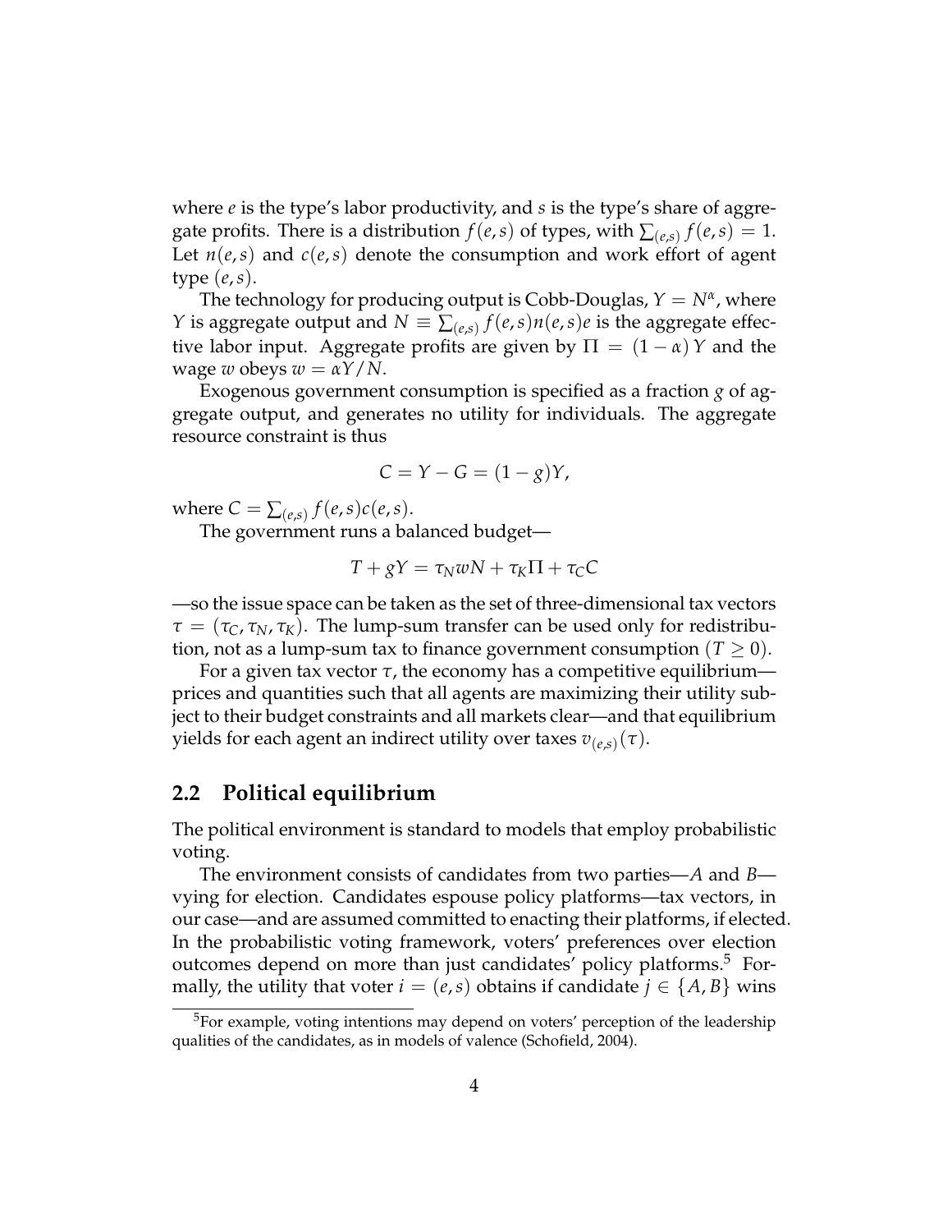where $e$ is the type's labor productivity, and $s$ is the type's share of aggregate profits. There is a distribution $f(e,s)$ of types, with $\sum_{(e,s)} f(e,s) = 1$. Let $n(e,s)$ and $c(e,s)$ denote the consumption and work effort of agent type $(e,s)$.

The technology for producing output is Cobb-Douglas, $Y = N^{\alpha}$, where $Y$ is aggregate output and $N \equiv \sum_{(e,s)} f(e,s)n(e,s)e$ is the aggregate effective labor input. Aggregate profits are given by $\Pi = (1-\alpha)Y$ and the wage $w$ obeys $w = \alpha Y/N$.

Exogenous government consumption is specified as a fraction $g$ of aggregate output, and generates no utility for individuals. The aggregate resource constraint is thus

$$C = Y - G = (1-g)Y,$$

where $C = \sum_{(e,s)} f(e,s)c(e,s)$.

The government runs a balanced budget—

$$T + gY = \tau_N wN + \tau_K \Pi + \tau_C C$$

—so the issue space can be taken as the set of three-dimensional tax vectors $\tau = (\tau_C, \tau_N, \tau_K)$. The lump-sum transfer can be used only for redistribution, not as a lump-sum tax to finance government consumption ($T \geq 0$).

For a given tax vector $\tau$, the economy has a competitive equilibrium—prices and quantities such that all agents are maximizing their utility subject to their budget constraints and all markets clear—and that equilibrium yields for each agent an indirect utility over taxes $v_{(e,s)}(\tau)$.

## 2.2 Political equilibrium

The political environment is standard to models that employ probabilistic voting.

The environment consists of candidates from two parties—$A$ and $B$—vying for election. Candidates espouse policy platforms—tax vectors, in our case—and are assumed committed to enacting their platforms, if elected. In the probabilistic voting framework, voters' preferences over election outcomes depend on more than just candidates' policy platforms.[5] Formally, the utility that voter $i = (e,s)$ obtains if candidate $j \in \{A, B\}$ wins

[5] For example, voting intentions may depend on voters' perception of the leadership qualities of the candidates, as in models of valence (Schofield, 2004).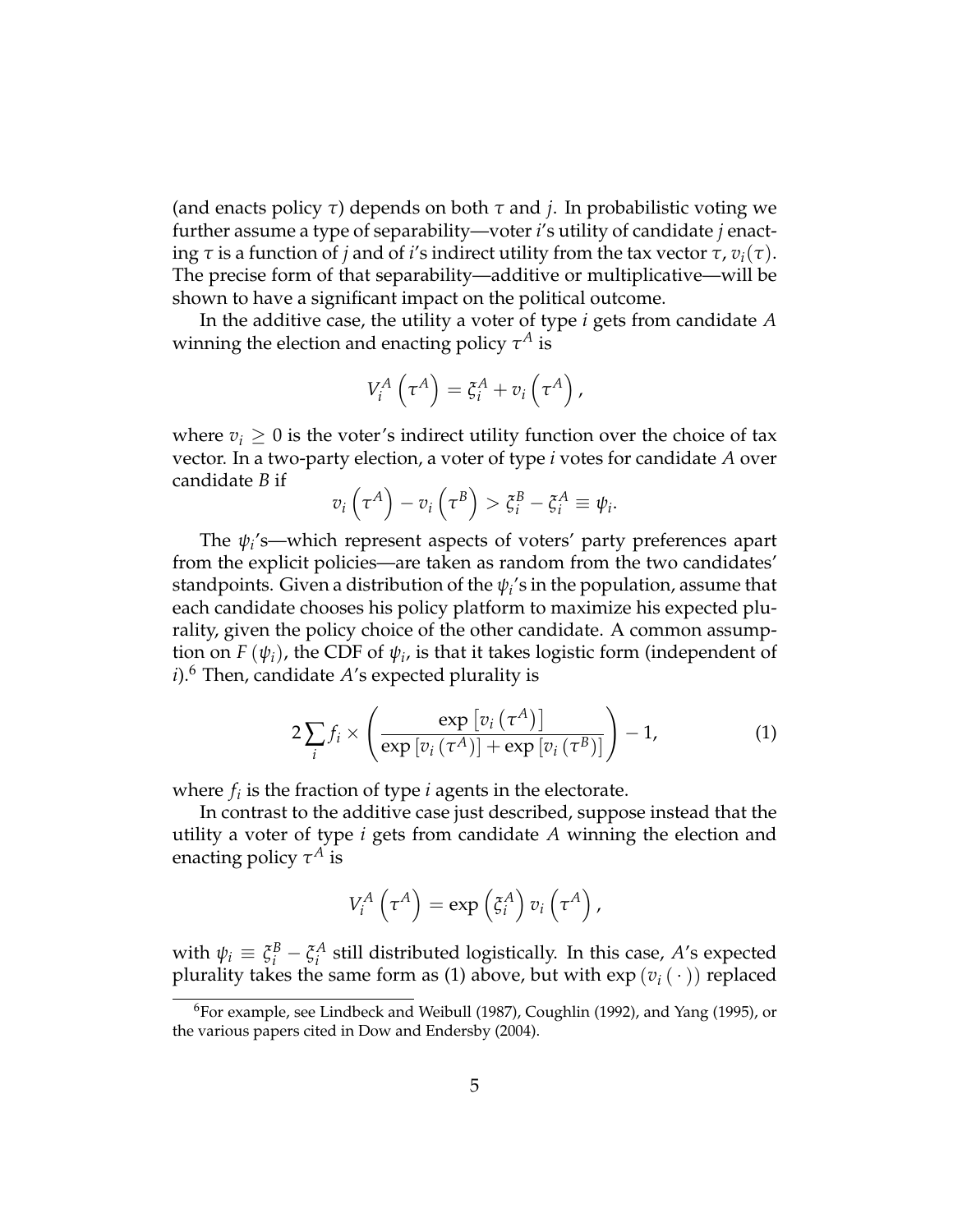(and enacts policy $\tau$) depends on both $\tau$ and $j$. In probabilistic voting we further assume a type of separability—voter $i$'s utility of candidate $j$ enacting $\tau$ is a function of $j$ and of $i$'s indirect utility from the tax vector $\tau$, $v_i(\tau)$. The precise form of that separability—additive or multiplicative—will be shown to have a significant impact on the political outcome.

In the additive case, the utility a voter of type $i$ gets from candidate $A$ winning the election and enacting policy $\tau^A$ is

$$V_i^A\left(\tau^A\right) = \xi_i^A + v_i\left(\tau^A\right),$$

where $v_i \geq 0$ is the voter's indirect utility function over the choice of tax vector. In a two-party election, a voter of type $i$ votes for candidate $A$ over candidate $B$ if

$$v_i\left(\tau^A\right) - v_i\left(\tau^B\right) > \xi_i^B - \xi_i^A \equiv \psi_i.$$

The $\psi_i$'s—which represent aspects of voters' party preferences apart from the explicit policies—are taken as random from the two candidates' standpoints. Given a distribution of the $\psi_i$'s in the population, assume that each candidate chooses his policy platform to maximize his expected plurality, given the policy choice of the other candidate. A common assumption on $F(\psi_i)$, the CDF of $\psi_i$, is that it takes logistic form (independent of $i$).[6] Then, candidate $A$'s expected plurality is

$$2\sum_i f_i \times \left(\frac{\exp\left[v_i\left(\tau^A\right)\right]}{\exp\left[v_i\left(\tau^A\right)\right] + \exp\left[v_i\left(\tau^B\right)\right]}\right) - 1, \tag{1}$$

where $f_i$ is the fraction of type $i$ agents in the electorate.

In contrast to the additive case just described, suppose instead that the utility a voter of type $i$ gets from candidate $A$ winning the election and enacting policy $\tau^A$ is

$$V_i^A\left(\tau^A\right) = \exp\left(\xi_i^A\right) v_i\left(\tau^A\right),$$

with $\psi_i \equiv \xi_i^B - \xi_i^A$ still distributed logistically. In this case, $A$'s expected plurality takes the same form as (1) above, but with $\exp\left(v_i\left(\cdot\right)\right)$ replaced

[6] For example, see Lindbeck and Weibull (1987), Coughlin (1992), and Yang (1995), or the various papers cited in Dow and Endersby (2004).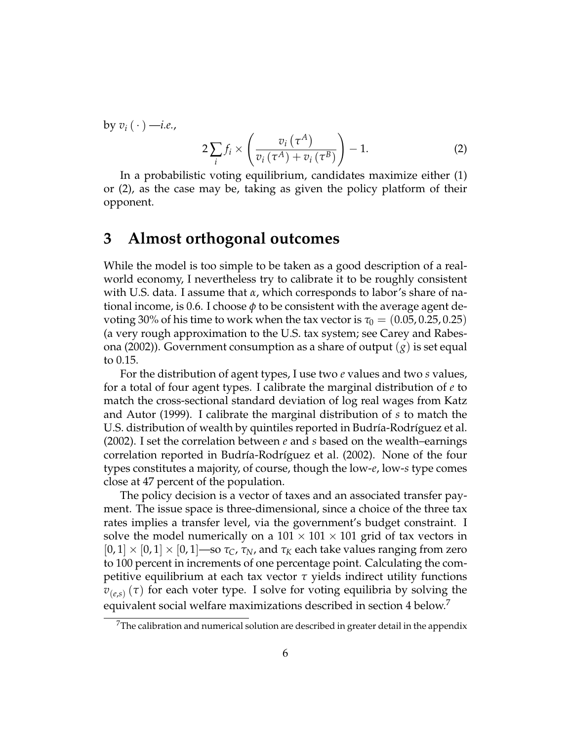by $v_i(\cdot)$ —*i.e.*,

$$2\sum_i f_i \times \left(\frac{v_i(\tau^A)}{v_i(\tau^A)+v_i(\tau^B)}\right) - 1. \tag{2}$$

In a probabilistic voting equilibrium, candidates maximize either (1) or (2), as the case may be, taking as given the policy platform of their opponent.

# 3 Almost orthogonal outcomes

While the model is too simple to be taken as a good description of a real-world economy, I nevertheless try to calibrate it to be roughly consistent with U.S. data. I assume that $\alpha$, which corresponds to labor's share of national income, is 0.6. I choose $\phi$ to be consistent with the average agent devoting 30% of his time to work when the tax vector is $\tau_0 = (0.05, 0.25, 0.25)$ (a very rough approximation to the U.S. tax system; see Carey and Rabesona (2002)). Government consumption as a share of output $(g)$ is set equal to 0.15.

For the distribution of agent types, I use two $e$ values and two $s$ values, for a total of four agent types. I calibrate the marginal distribution of $e$ to match the cross-sectional standard deviation of log real wages from Katz and Autor (1999). I calibrate the marginal distribution of $s$ to match the U.S. distribution of wealth by quintiles reported in Budría-Rodríguez et al. (2002). I set the correlation between $e$ and $s$ based on the wealth–earnings correlation reported in Budría-Rodríguez et al. (2002). None of the four types constitutes a majority, of course, though the low-$e$, low-$s$ type comes close at 47 percent of the population.

The policy decision is a vector of taxes and an associated transfer payment. The issue space is three-dimensional, since a choice of the three tax rates implies a transfer level, via the government's budget constraint. I solve the model numerically on a $101 \times 101 \times 101$ grid of tax vectors in $[0,1] \times [0,1] \times [0,1]$—so $\tau_C$, $\tau_N$, and $\tau_K$ each take values ranging from zero to 100 percent in increments of one percentage point. Calculating the competitive equilibrium at each tax vector $\tau$ yields indirect utility functions $v_{(e,s)}(\tau)$ for each voter type. I solve for voting equilibria by solving the equivalent social welfare maximizations described in section 4 below.[7]

[7]The calibration and numerical solution are described in greater detail in the appendix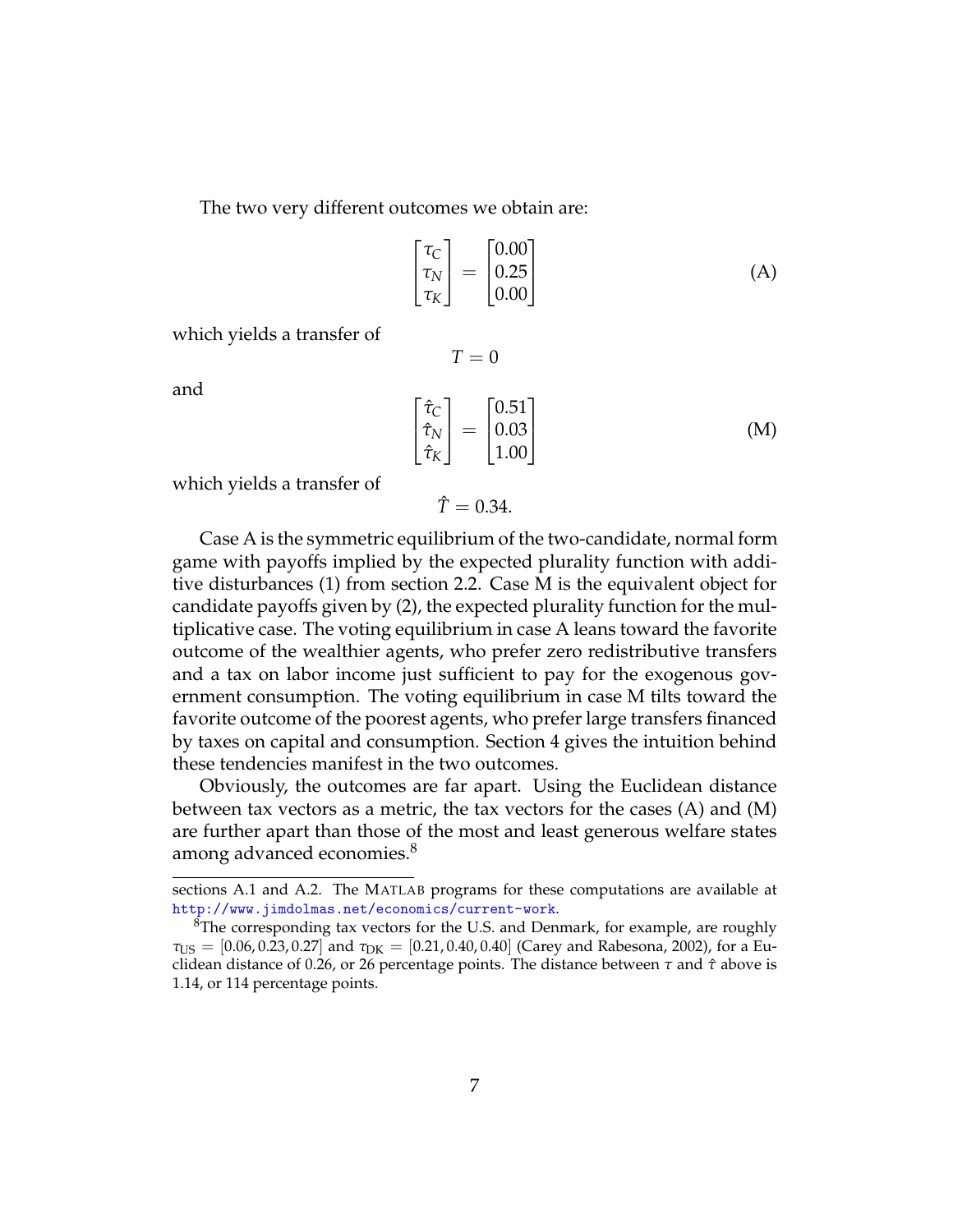The two very different outcomes we obtain are:

$$\begin{bmatrix} \tau_C \\ \tau_N \\ \tau_K \end{bmatrix} = \begin{bmatrix} 0.00 \\ 0.25 \\ 0.00 \end{bmatrix} \tag{A}$$

which yields a transfer of

$$T = 0$$

and

$$\begin{bmatrix} \hat{\tau}_C \\ \hat{\tau}_N \\ \hat{\tau}_K \end{bmatrix} = \begin{bmatrix} 0.51 \\ 0.03 \\ 1.00 \end{bmatrix} \tag{M}$$

which yields a transfer of

$$\hat{T} = 0.34.$$

Case A is the symmetric equilibrium of the two-candidate, normal form game with payoffs implied by the expected plurality function with additive disturbances (1) from section 2.2. Case M is the equivalent object for candidate payoffs given by (2), the expected plurality function for the multiplicative case. The voting equilibrium in case A leans toward the favorite outcome of the wealthier agents, who prefer zero redistributive transfers and a tax on labor income just sufficient to pay for the exogenous government consumption. The voting equilibrium in case M tilts toward the favorite outcome of the poorest agents, who prefer large transfers financed by taxes on capital and consumption. Section 4 gives the intuition behind these tendencies manifest in the two outcomes.

Obviously, the outcomes are far apart. Using the Euclidean distance between tax vectors as a metric, the tax vectors for the cases (A) and (M) are further apart than those of the most and least generous welfare states among advanced economies.[8]

---

sections A.1 and A.2. The MATLAB programs for these computations are available at http://www.jimdolmas.net/economics/current-work.

[8] The corresponding tax vectors for the U.S. and Denmark, for example, are roughly $\tau_{\text{US}} = [0.06, 0.23, 0.27]$ and $\tau_{\text{DK}} = [0.21, 0.40, 0.40]$ (Carey and Rabesona, 2002), for a Euclidean distance of 0.26, or 26 percentage points. The distance between $\tau$ and $\hat{\tau}$ above is 1.14, or 114 percentage points.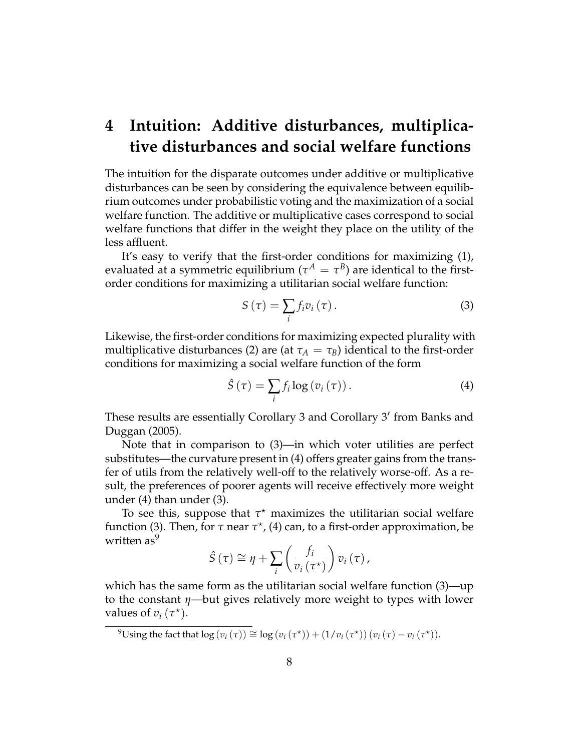# 4 Intuition: Additive disturbances, multiplicative disturbances and social welfare functions

The intuition for the disparate outcomes under additive or multiplicative disturbances can be seen by considering the equivalence between equilibrium outcomes under probabilistic voting and the maximization of a social welfare function. The additive or multiplicative cases correspond to social welfare functions that differ in the weight they place on the utility of the less affluent.

It's easy to verify that the first-order conditions for maximizing (1), evaluated at a symmetric equilibrium ($\tau^A = \tau^B$) are identical to the first-order conditions for maximizing a utilitarian social welfare function:

$$S(\tau) = \sum_i f_i v_i(\tau). \tag{3}$$

Likewise, the first-order conditions for maximizing expected plurality with multiplicative disturbances (2) are (at $\tau_A = \tau_B$) identical to the first-order conditions for maximizing a social welfare function of the form

$$\hat{S}(\tau) = \sum_i f_i \log(v_i(\tau)). \tag{4}$$

These results are essentially Corollary 3 and Corollary 3′ from Banks and Duggan (2005).

Note that in comparison to (3)—in which voter utilities are perfect substitutes—the curvature present in (4) offers greater gains from the transfer of utils from the relatively well-off to the relatively worse-off. As a result, the preferences of poorer agents will receive effectively more weight under (4) than under (3).

To see this, suppose that $\tau^\star$ maximizes the utilitarian social welfare function (3). Then, for $\tau$ near $\tau^\star$, (4) can, to a first-order approximation, be written as[9]

$$\hat{S}(\tau) \cong \eta + \sum_i \left( \frac{f_i}{v_i(\tau^\star)} \right) v_i(\tau),$$

which has the same form as the utilitarian social welfare function (3)—up to the constant $\eta$—but gives relatively more weight to types with lower values of $v_i(\tau^\star)$.

[9]Using the fact that $\log(v_i(\tau)) \cong \log(v_i(\tau^\star)) + (1/v_i(\tau^\star))(v_i(\tau) - v_i(\tau^\star))$.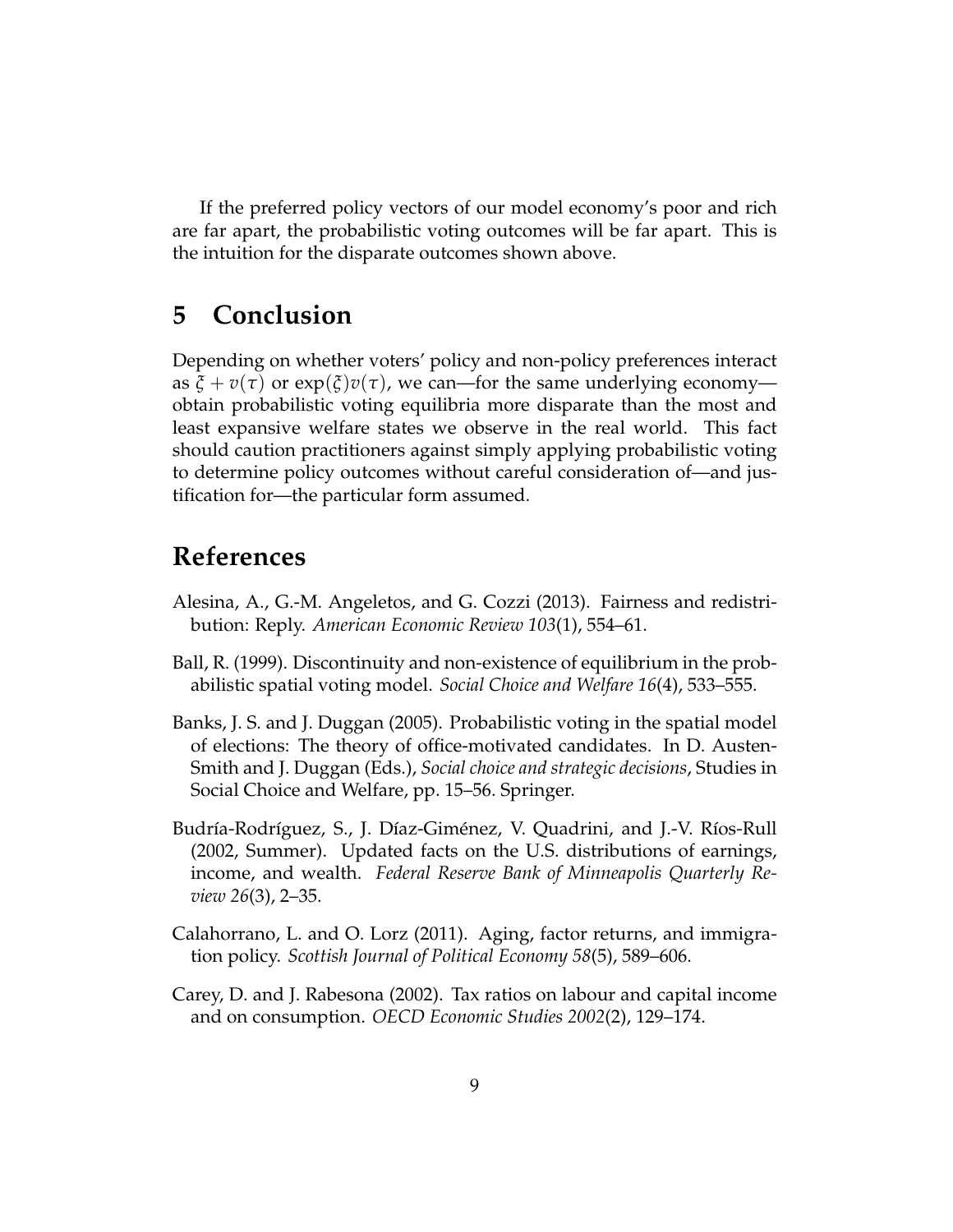If the preferred policy vectors of our model economy's poor and rich are far apart, the probabilistic voting outcomes will be far apart. This is the intuition for the disparate outcomes shown above.

## 5 Conclusion

Depending on whether voters' policy and non-policy preferences interact as $\xi + v(\tau)$ or $\exp(\xi)v(\tau)$, we can—for the same underlying economy—obtain probabilistic voting equilibria more disparate than the most and least expansive welfare states we observe in the real world. This fact should caution practitioners against simply applying probabilistic voting to determine policy outcomes without careful consideration of—and justification for—the particular form assumed.

## References

Alesina, A., G.-M. Angeletos, and G. Cozzi (2013). Fairness and redistribution: Reply. *American Economic Review 103*(1), 554–61.

Ball, R. (1999). Discontinuity and non-existence of equilibrium in the probabilistic spatial voting model. *Social Choice and Welfare 16*(4), 533–555.

Banks, J. S. and J. Duggan (2005). Probabilistic voting in the spatial model of elections: The theory of office-motivated candidates. In D. Austen-Smith and J. Duggan (Eds.), *Social choice and strategic decisions*, Studies in Social Choice and Welfare, pp. 15–56. Springer.

Budría-Rodríguez, S., J. Díaz-Giménez, V. Quadrini, and J.-V. Ríos-Rull (2002, Summer). Updated facts on the U.S. distributions of earnings, income, and wealth. *Federal Reserve Bank of Minneapolis Quarterly Review 26*(3), 2–35.

Calahorrano, L. and O. Lorz (2011). Aging, factor returns, and immigration policy. *Scottish Journal of Political Economy 58*(5), 589–606.

Carey, D. and J. Rabesona (2002). Tax ratios on labour and capital income and on consumption. *OECD Economic Studies 2002*(2), 129–174.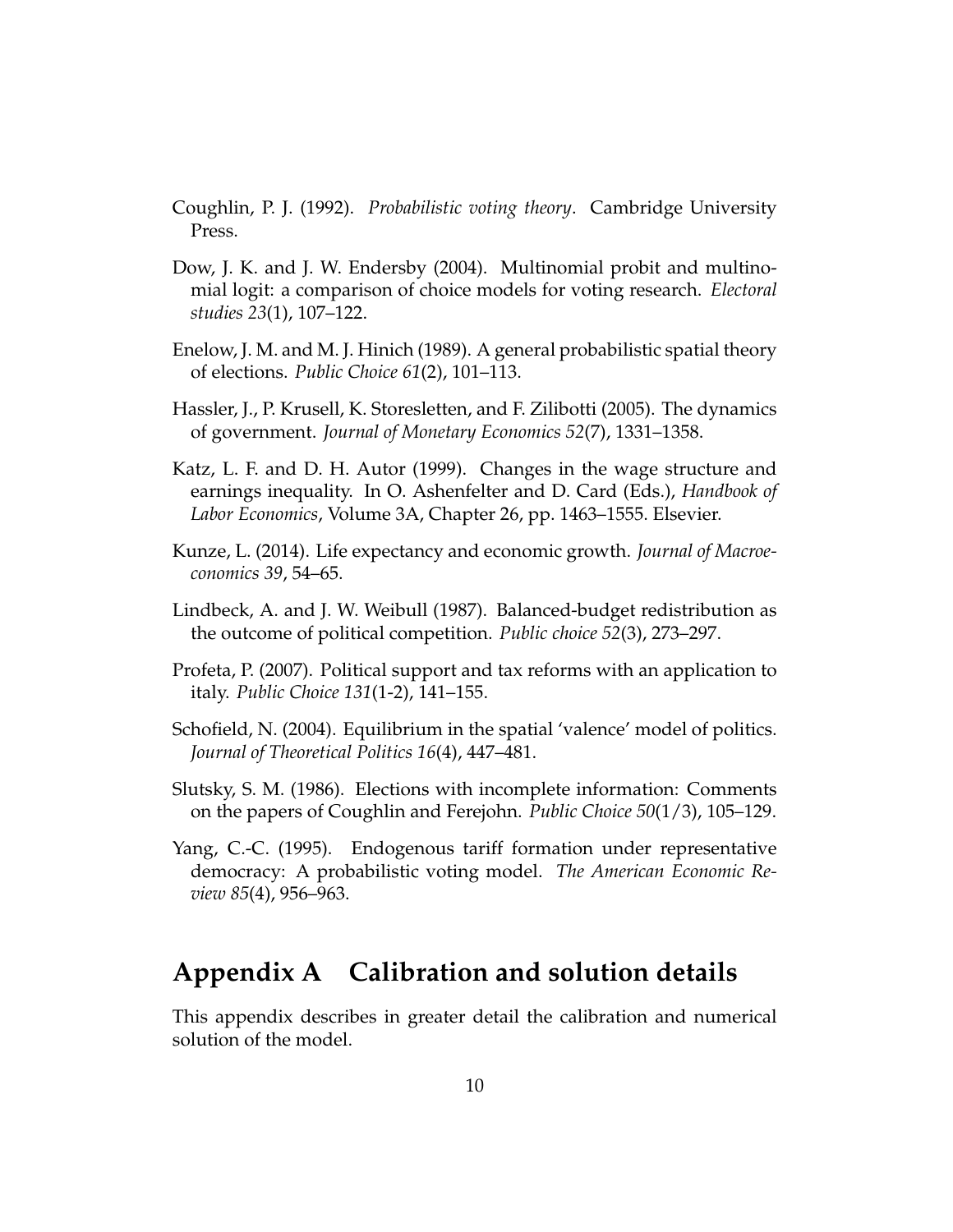Coughlin, P. J. (1992). *Probabilistic voting theory*. Cambridge University Press.

Dow, J. K. and J. W. Endersby (2004). Multinomial probit and multinomial logit: a comparison of choice models for voting research. *Electoral studies 23*(1), 107–122.

Enelow, J. M. and M. J. Hinich (1989). A general probabilistic spatial theory of elections. *Public Choice 61*(2), 101–113.

Hassler, J., P. Krusell, K. Storesletten, and F. Zilibotti (2005). The dynamics of government. *Journal of Monetary Economics 52*(7), 1331–1358.

Katz, L. F. and D. H. Autor (1999). Changes in the wage structure and earnings inequality. In O. Ashenfelter and D. Card (Eds.), *Handbook of Labor Economics*, Volume 3A, Chapter 26, pp. 1463–1555. Elsevier.

Kunze, L. (2014). Life expectancy and economic growth. *Journal of Macroeconomics 39*, 54–65.

Lindbeck, A. and J. W. Weibull (1987). Balanced-budget redistribution as the outcome of political competition. *Public choice 52*(3), 273–297.

Profeta, P. (2007). Political support and tax reforms with an application to italy. *Public Choice 131*(1-2), 141–155.

Schofield, N. (2004). Equilibrium in the spatial 'valence' model of politics. *Journal of Theoretical Politics 16*(4), 447–481.

Slutsky, S. M. (1986). Elections with incomplete information: Comments on the papers of Coughlin and Ferejohn. *Public Choice 50*(1/3), 105–129.

Yang, C.-C. (1995). Endogenous tariff formation under representative democracy: A probabilistic voting model. *The American Economic Review 85*(4), 956–963.

# Appendix A Calibration and solution details

This appendix describes in greater detail the calibration and numerical solution of the model.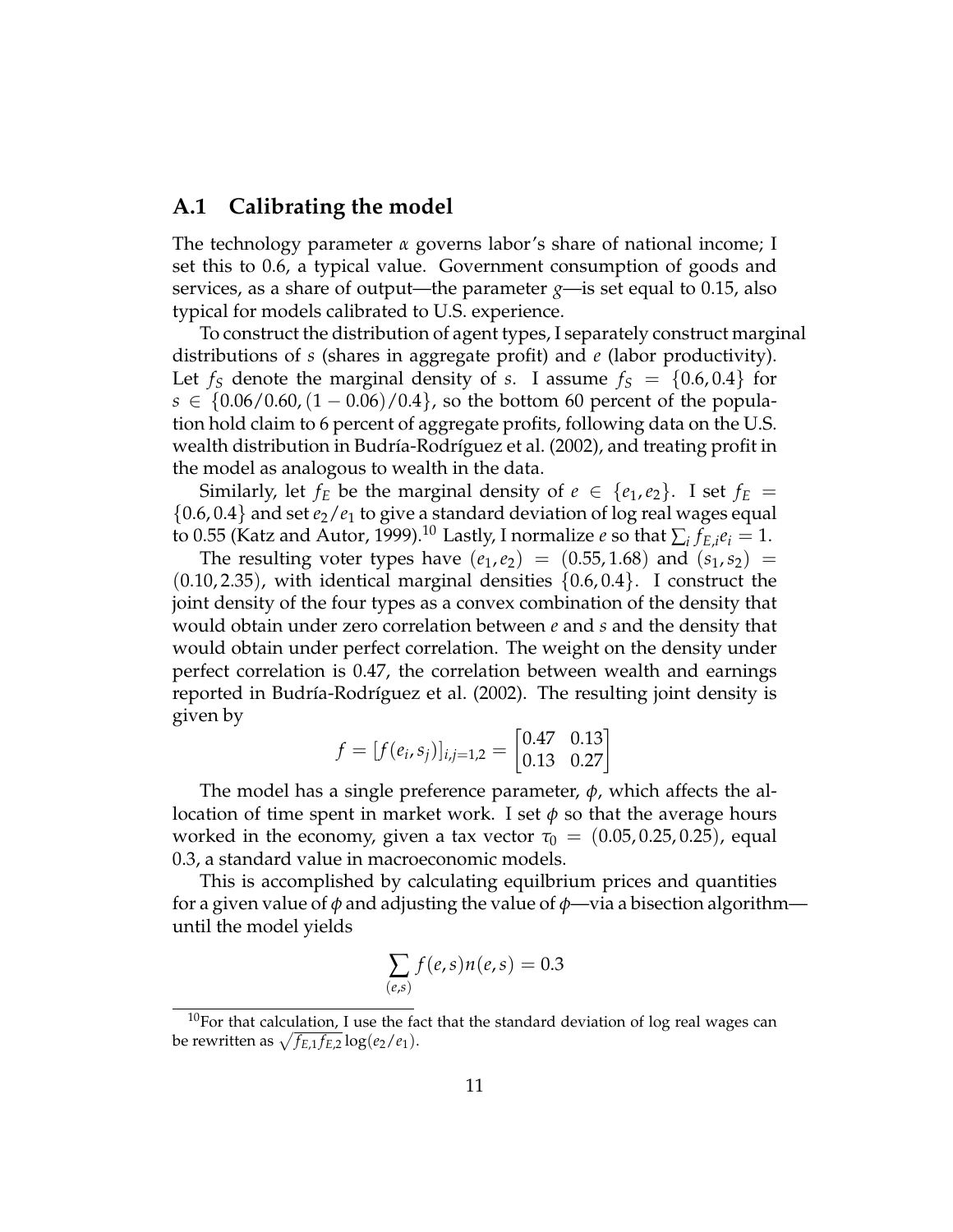## A.1 Calibrating the model

The technology parameter $\alpha$ governs labor's share of national income; I set this to 0.6, a typical value. Government consumption of goods and services, as a share of output—the parameter $g$—is set equal to 0.15, also typical for models calibrated to U.S. experience.

To construct the distribution of agent types, I separately construct marginal distributions of $s$ (shares in aggregate profit) and $e$ (labor productivity). Let $f_S$ denote the marginal density of $s$. I assume $f_S = \{0.6, 0.4\}$ for $s \in \{0.06/0.60, (1 - 0.06)/0.4\}$, so the bottom 60 percent of the population hold claim to 6 percent of aggregate profits, following data on the U.S. wealth distribution in Budría-Rodríguez et al. (2002), and treating profit in the model as analogous to wealth in the data.

Similarly, let $f_E$ be the marginal density of $e \in \{e_1, e_2\}$. I set $f_E = \{0.6, 0.4\}$ and set $e_2/e_1$ to give a standard deviation of log real wages equal to 0.55 (Katz and Autor, 1999).[10] Lastly, I normalize $e$ so that $\sum_i f_{E,i} e_i = 1$.

The resulting voter types have $(e_1, e_2) = (0.55, 1.68)$ and $(s_1, s_2) = (0.10, 2.35)$, with identical marginal densities $\{0.6, 0.4\}$. I construct the joint density of the four types as a convex combination of the density that would obtain under zero correlation between $e$ and $s$ and the density that would obtain under perfect correlation. The weight on the density under perfect correlation is 0.47, the correlation between wealth and earnings reported in Budría-Rodríguez et al. (2002). The resulting joint density is given by

$$f = [f(e_i, s_j)]_{i,j=1,2} = \begin{bmatrix} 0.47 & 0.13 \\ 0.13 & 0.27 \end{bmatrix}$$

The model has a single preference parameter, $\phi$, which affects the allocation of time spent in market work. I set $\phi$ so that the average hours worked in the economy, given a tax vector $\tau_0 = (0.05, 0.25, 0.25)$, equal 0.3, a standard value in macroeconomic models.

This is accomplished by calculating equilbrium prices and quantities for a given value of $\phi$ and adjusting the value of $\phi$—via a bisection algorithm—until the model yields

$$\sum_{(e,s)} f(e,s) n(e,s) = 0.3$$

---

[10] For that calculation, I use the fact that the standard deviation of log real wages can be rewritten as $\sqrt{f_{E,1} f_{E,2}} \log(e_2/e_1)$.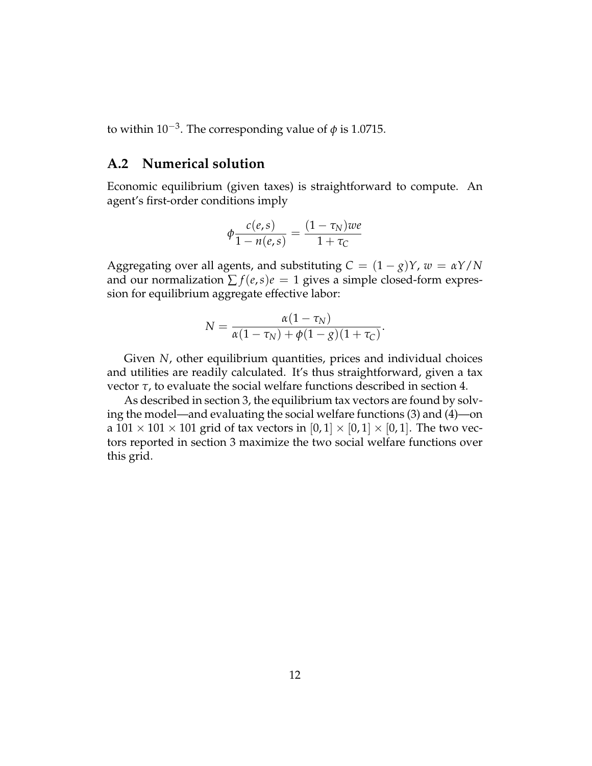to within $10^{-3}$. The corresponding value of $\phi$ is 1.0715.

## A.2 Numerical solution

Economic equilibrium (given taxes) is straightforward to compute. An agent's first-order conditions imply

$$\phi \frac{c(e,s)}{1-n(e,s)} = \frac{(1-\tau_N)we}{1+\tau_C}$$

Aggregating over all agents, and substituting $C = (1-g)Y$, $w = \alpha Y/N$ and our normalization $\sum f(e,s)e = 1$ gives a simple closed-form expression for equilibrium aggregate effective labor:

$$N = \frac{\alpha(1-\tau_N)}{\alpha(1-\tau_N) + \phi(1-g)(1+\tau_C)}.$$

Given $N$, other equilibrium quantities, prices and individual choices and utilities are readily calculated. It's thus straightforward, given a tax vector $\tau$, to evaluate the social welfare functions described in section 4.

As described in section 3, the equilibrium tax vectors are found by solving the model—and evaluating the social welfare functions (3) and (4)—on a $101 \times 101 \times 101$ grid of tax vectors in $[0,1] \times [0,1] \times [0,1]$. The two vectors reported in section 3 maximize the two social welfare functions over this grid.